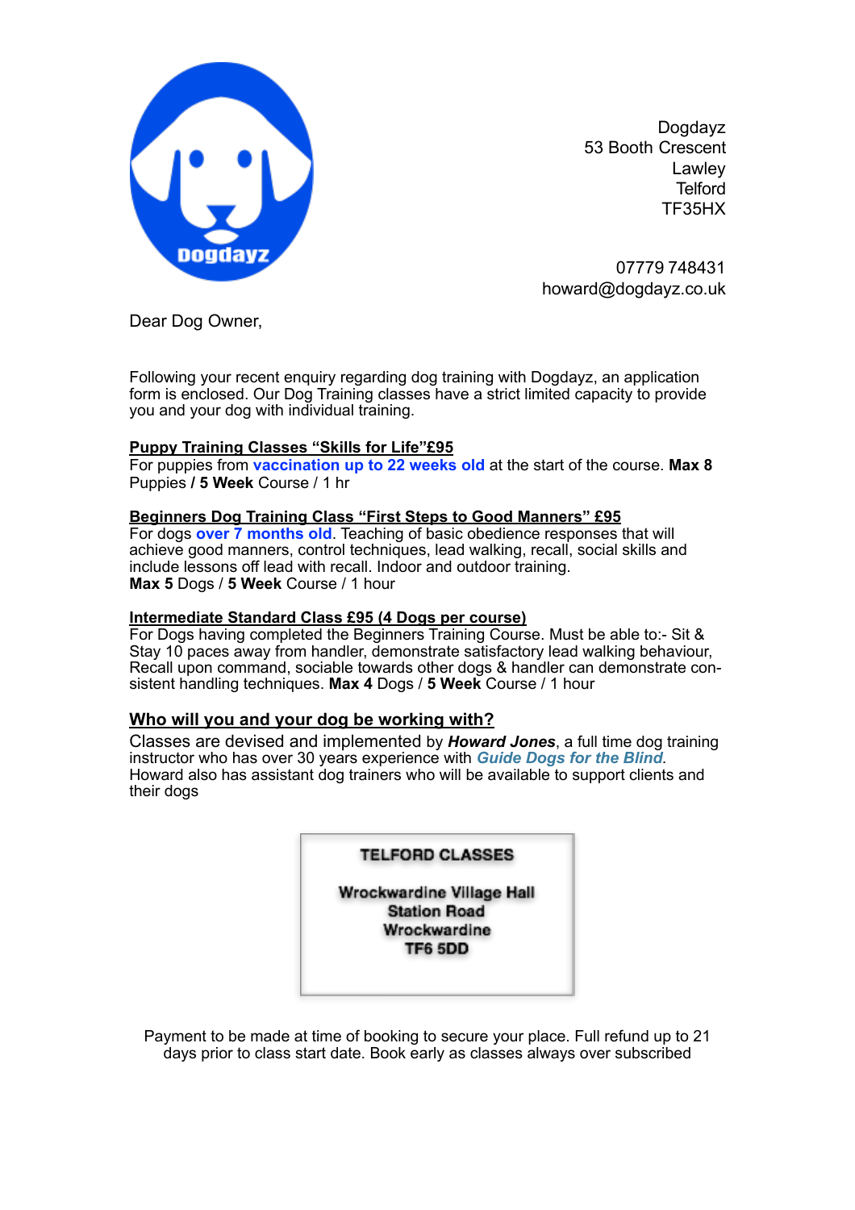Dogdayz
53 Booth Crescent
Lawley
Telford
TF35HX

07779 748431
howard@dogdayz.co.uk

Dear Dog Owner,

Following your recent enquiry regarding dog training with Dogdayz, an application form is enclosed. Our Dog Training classes have a strict limited capacity to provide you and your dog with individual training.

**Puppy Training Classes "Skills for Life"£95**
For puppies from **vaccination up to 22 weeks old** at the start of the course. **Max 8** Puppies **/ 5 Week** Course / 1 hr

**Beginners Dog Training Class "First Steps to Good Manners" £95**
For dogs **over 7 months old**. Teaching of basic obedience responses that will achieve good manners, control techniques, lead walking, recall, social skills and include lessons off lead with recall. Indoor and outdoor training.
**Max 5** Dogs / **5 Week** Course / 1 hour

**Intermediate Standard Class £95 (4 Dogs per course)**
For Dogs having completed the Beginners Training Course. Must be able to:- Sit & Stay 10 paces away from handler, demonstrate satisfactory lead walking behaviour, Recall upon command, sociable towards other dogs & handler can demonstrate consistent handling techniques. **Max 4** Dogs / **5 Week** Course / 1 hour

## Who will you and your dog be working with?

Classes are devised and implemented by ***Howard Jones***, a full time dog training instructor who has over 30 years experience with ***Guide Dogs for the Blind***.
Howard also has assistant dog trainers who will be available to support clients and their dogs

**TELFORD CLASSES**

**Wrockwardine Village Hall**
**Station Road**
**Wrockwardine**
**TF6 5DD**

Payment to be made at time of booking to secure your place. Full refund up to 21 days prior to class start date. Book early as classes always over subscribed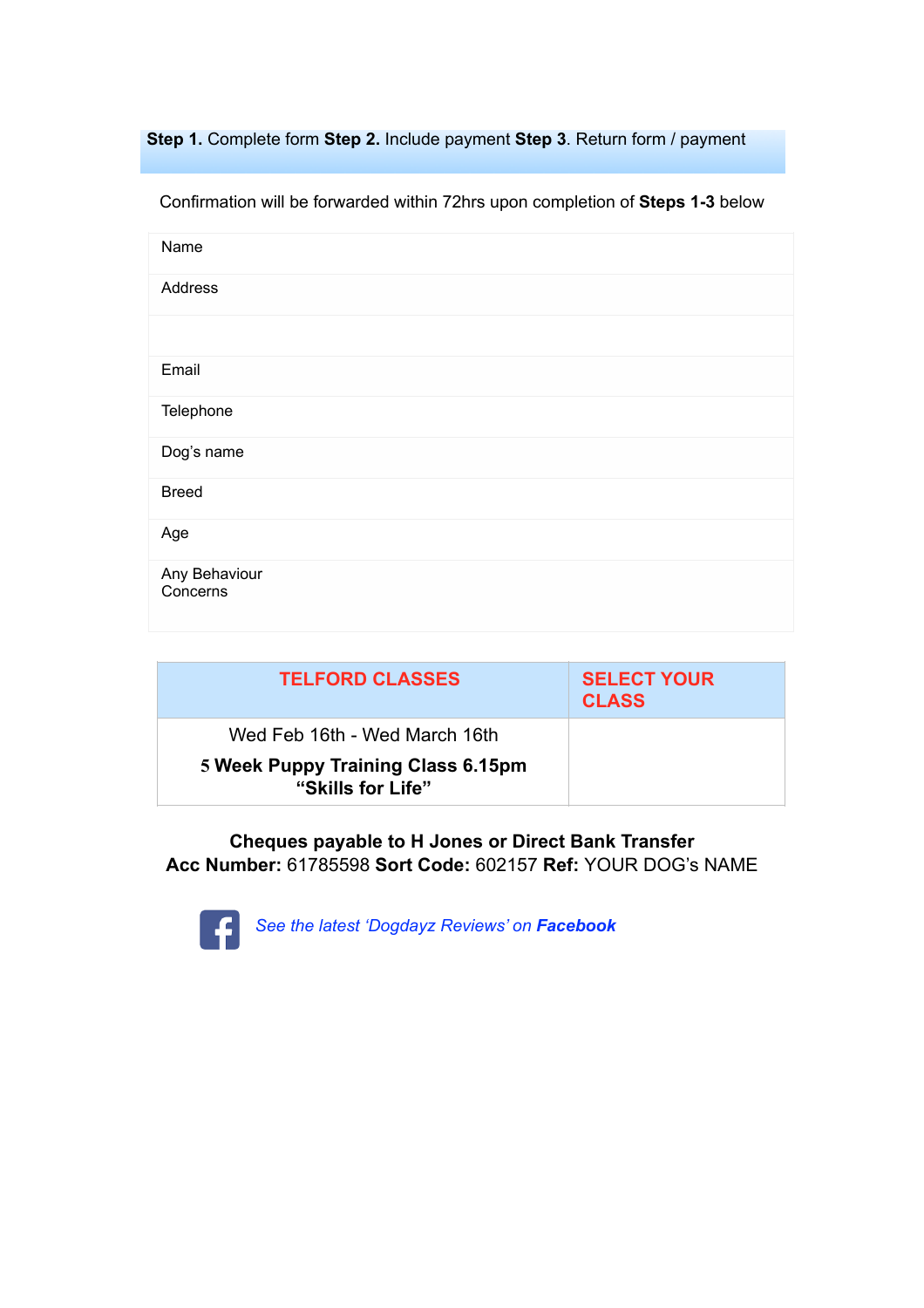**Step 1.** Complete form **Step 2.** Include payment **Step 3**. Return form / payment

Confirmation will be forwarded within 72hrs upon completion of **Steps 1-3** below

| | |
|---|---|
| Name | |
| Address | |
| | |
| Email | |
| Telephone | |
| Dog's name | |
| Breed | |
| Age | |
| Any Behaviour Concerns | |

| TELFORD CLASSES | SELECT YOUR CLASS |
|---|---|
| Wed Feb 16th - Wed March 16th<br>**5 Week Puppy Training Class 6.15pm "Skills for Life"** | |

**Cheques payable to H Jones or Direct Bank Transfer**
**Acc Number:** 61785598 **Sort Code:** 602157 **Ref:** YOUR DOG's NAME

*See the latest 'Dogdayz Reviews' on **Facebook***